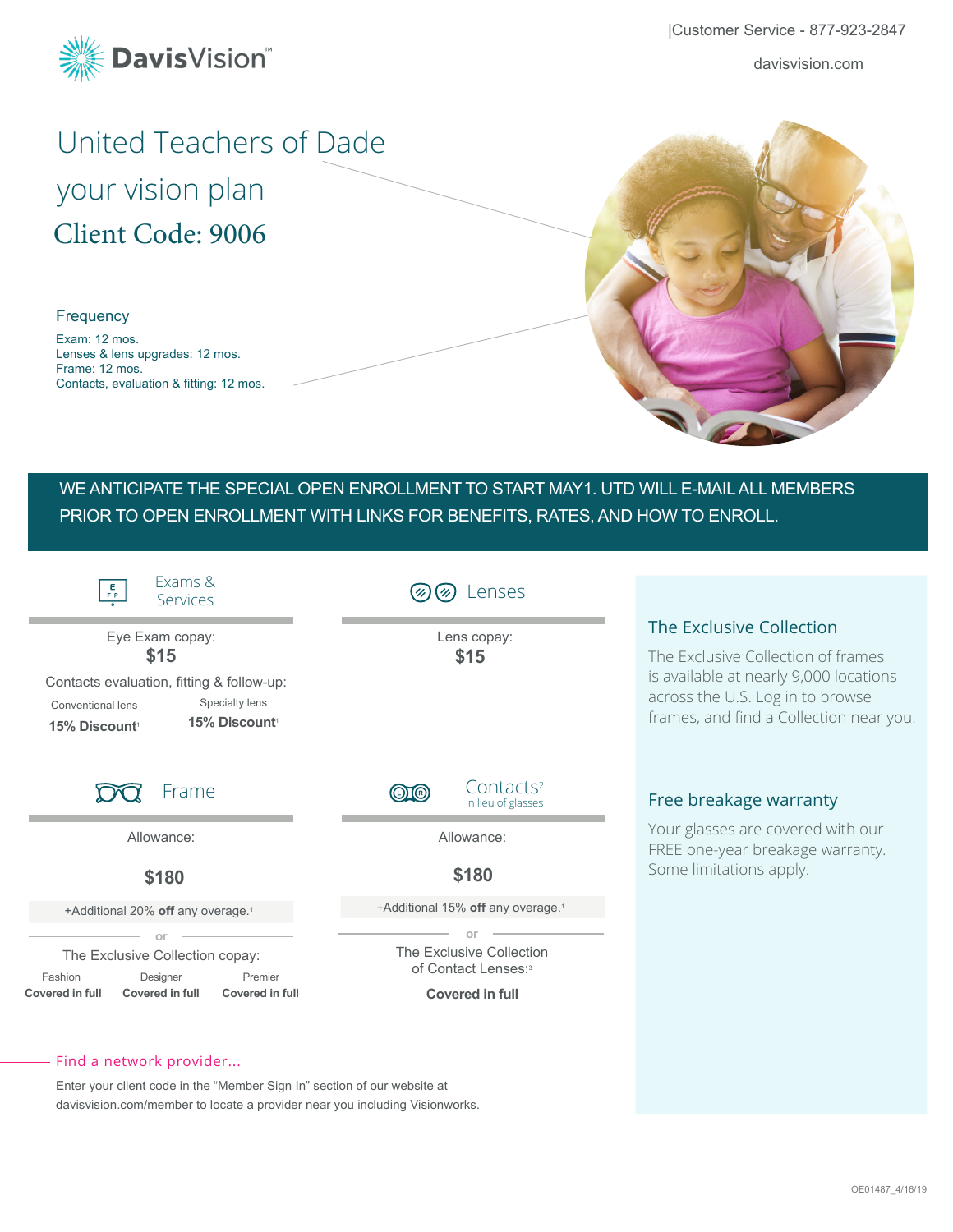DavisVision™

|Customer Service - 877-923-2847

davisvision.com

# United Teachers of Dade

## your vision plan

## Client Code: 9006

### Frequency

Exam: 12 mos.
Lenses & lens upgrades: 12 mos.
Frame: 12 mos.
Contacts, evaluation & fitting: 12 mos.

**WE ANTICIPATE THE SPECIAL OPEN ENROLLMENT TO START MAY1. UTD WILL E-MAIL ALL MEMBERS PRIOR TO OPEN ENROLLMENT WITH LINKS FOR BENEFITS, RATES, AND HOW TO ENROLL.**

### Exams & Services

Eye Exam copay:
**$15**

Contacts evaluation, fitting & follow-up:

| Conventional lens | Specialty lens |
| --- | --- |
| **15% Discount**[1] | **15% Discount**[1] |

### Lenses

Lens copay:
**$15**

### Frame

Allowance:

**$180**

+Additional 20% **off** any overage.[1]

or

The Exclusive Collection copay:

| Fashion | Designer | Premier |
| --- | --- | --- |
| **Covered in full** | **Covered in full** | **Covered in full** |

### Contacts[2]

in lieu of glasses

Allowance:

**$180**

+Additional 15% **off** any overage.[1]

or

The Exclusive Collection of Contact Lenses:[3]

**Covered in full**

### The Exclusive Collection

The Exclusive Collection of frames is available at nearly 9,000 locations across the U.S. Log in to browse frames, and find a Collection near you.

### Free breakage warranty

Your glasses are covered with our FREE one-year breakage warranty. Some limitations apply.

### Find a network provider...

Enter your client code in the "Member Sign In" section of our website at davisvision.com/member to locate a provider near you including Visionworks.

OE01487_4/16/19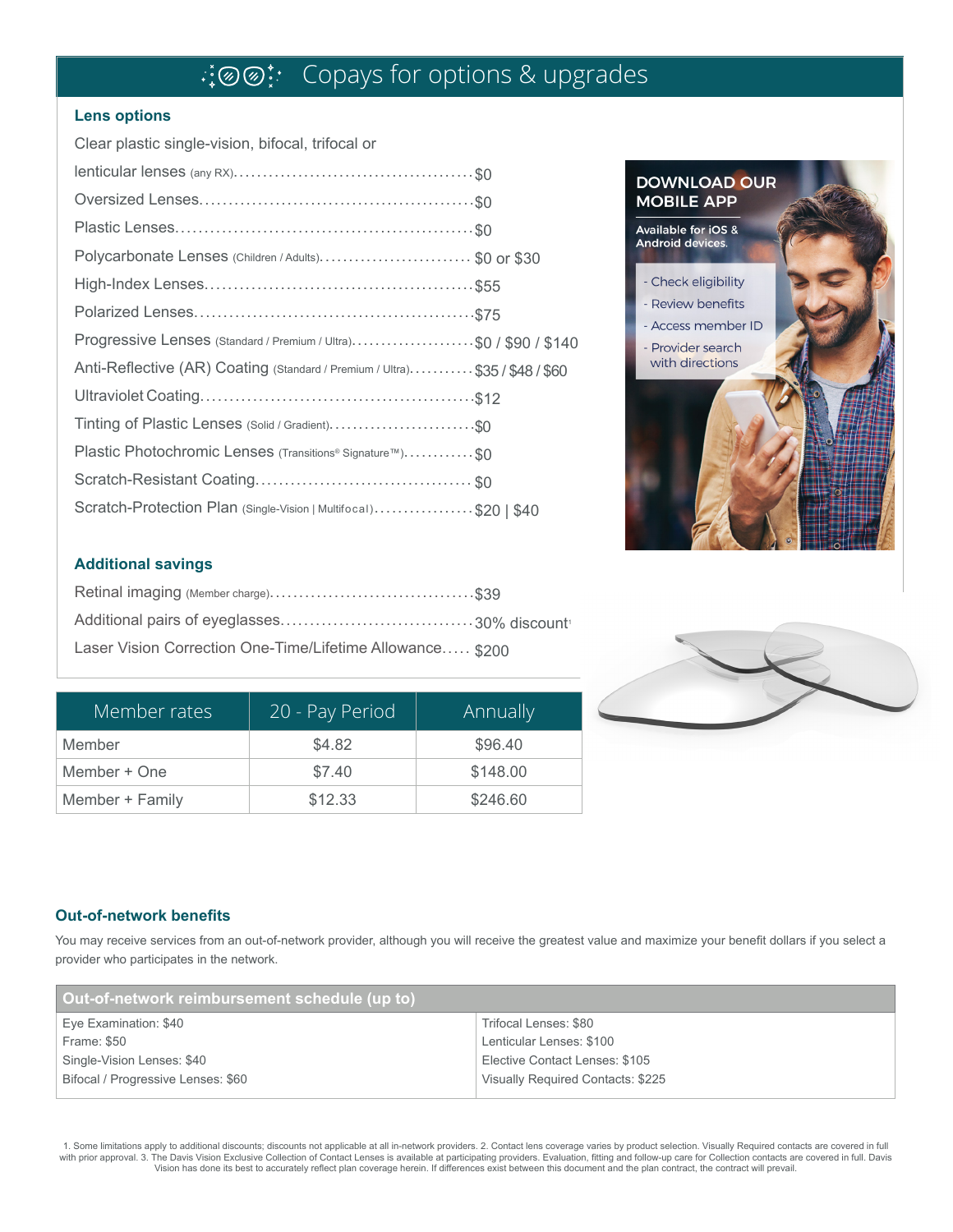# Copays for options & upgrades

## Lens options

Clear plastic single-vision, bifocal, trifocal or lenticular lenses (any RX)........................................$0

Oversized Lenses..............................................$0

Plastic Lenses..................................................$0

Polycarbonate Lenses (Children / Adults)......................... $0 or $30

High-Index Lenses.............................................$55

Polarized Lenses...............................................$75

Progressive Lenses (Standard / Premium / Ultra).....................$0 / $90 / $140

Anti-Reflective (AR) Coating (Standard / Premium / Ultra)...........$35 / $48 / $60

Ultraviolet Coating..............................................$12

Tinting of Plastic Lenses (Solid / Gradient).........................$0

Plastic Photochromic Lenses (Transitions® Signature™)............$0

Scratch-Resistant Coating.................................... $0

Scratch-Protection Plan (Single-Vision | Multifocal).................$20 | $40

DOWNLOAD OUR MOBILE APP

Available for iOS & Android devices.

- Check eligibility
- Review benefits
- Access member ID
- Provider search with directions

## Additional savings

Retinal imaging (Member charge)...................................$39

Additional pairs of eyeglasses.................................30% discount[1]

Laser Vision Correction One-Time/Lifetime Allowance..... $200

| Member rates | 20 - Pay Period | Annually |
|---|---|---|
| Member | $4.82 | $96.40 |
| Member + One | $7.40 | $148.00 |
| Member + Family | $12.33 | $246.60 |

## Out-of-network benefits

You may receive services from an out-of-network provider, although you will receive the greatest value and maximize your benefit dollars if you select a provider who participates in the network.

| Out-of-network reimbursement schedule (up to) | |
|---|---|
| Eye Examination: $40 | Trifocal Lenses: $80 |
| Frame: $50 | Lenticular Lenses: $100 |
| Single-Vision Lenses: $40 | Elective Contact Lenses: $105 |
| Bifocal / Progressive Lenses: $60 | Visually Required Contacts: $225 |

1. Some limitations apply to additional discounts; discounts not applicable at all in-network providers. 2. Contact lens coverage varies by product selection. Visually Required contacts are covered in full with prior approval. 3. The Davis Vision Exclusive Collection of Contact Lenses is available at participating providers. Evaluation, fitting and follow-up care for Collection contacts are covered in full. Davis Vision has done its best to accurately reflect plan coverage herein. If differences exist between this document and the plan contract, the contract will prevail.